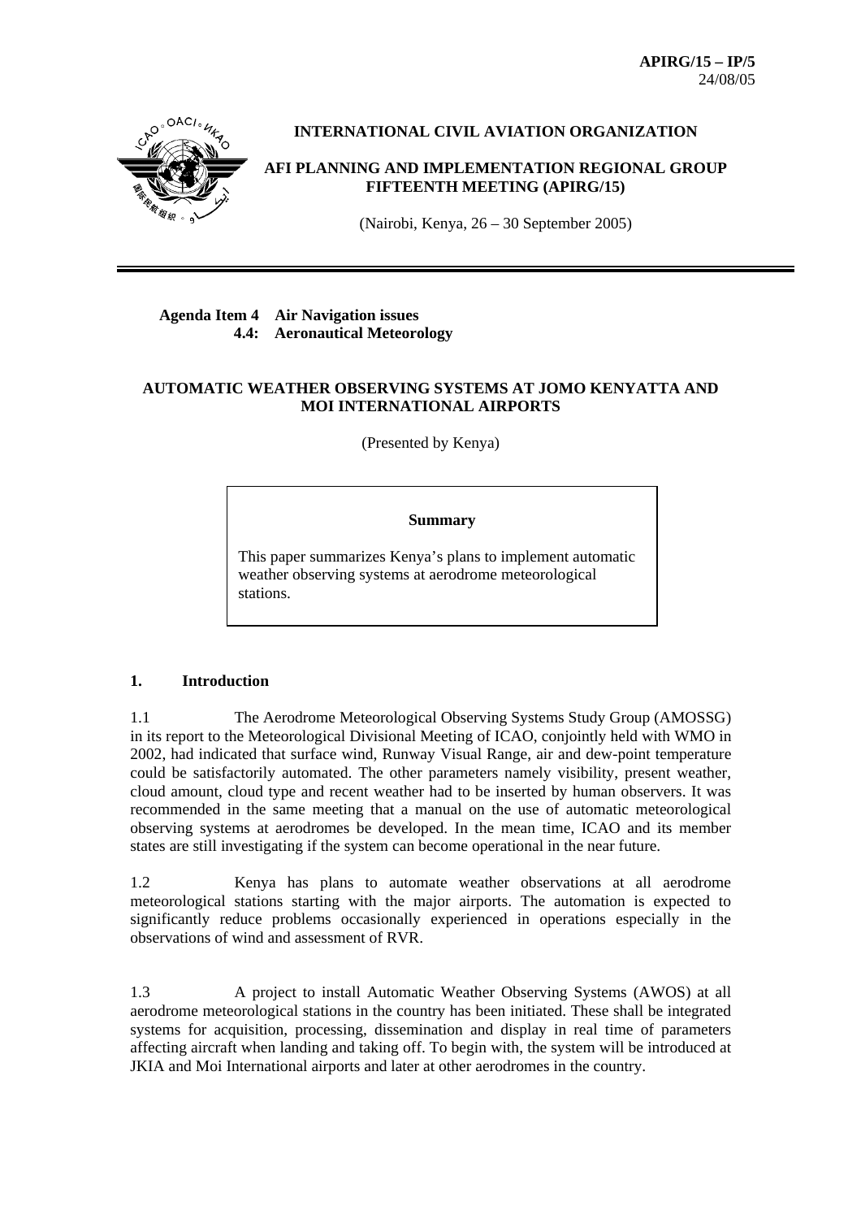**APIRG/15 – IP/5**
24/08/05

**INTERNATIONAL CIVIL AVIATION ORGANIZATION**

**AFI PLANNING AND IMPLEMENTATION REGIONAL GROUP FIFTEENTH MEETING (APIRG/15)**

(Nairobi, Kenya, 26 – 30 September 2005)

---

**Agenda Item 4 Air Navigation issues**
**4.4: Aeronautical Meteorology**

**AUTOMATIC WEATHER OBSERVING SYSTEMS AT JOMO KENYATTA AND MOI INTERNATIONAL AIRPORTS**

(Presented by Kenya)

> **Summary**
>
> This paper summarizes Kenya's plans to implement automatic weather observing systems at aerodrome meteorological stations.

## 1. Introduction

1.1 The Aerodrome Meteorological Observing Systems Study Group (AMOSSG) in its report to the Meteorological Divisional Meeting of ICAO, conjointly held with WMO in 2002, had indicated that surface wind, Runway Visual Range, air and dew-point temperature could be satisfactorily automated. The other parameters namely visibility, present weather, cloud amount, cloud type and recent weather had to be inserted by human observers. It was recommended in the same meeting that a manual on the use of automatic meteorological observing systems at aerodromes be developed. In the mean time, ICAO and its member states are still investigating if the system can become operational in the near future.

1.2 Kenya has plans to automate weather observations at all aerodrome meteorological stations starting with the major airports. The automation is expected to significantly reduce problems occasionally experienced in operations especially in the observations of wind and assessment of RVR.

1.3 A project to install Automatic Weather Observing Systems (AWOS) at all aerodrome meteorological stations in the country has been initiated. These shall be integrated systems for acquisition, processing, dissemination and display in real time of parameters affecting aircraft when landing and taking off. To begin with, the system will be introduced at JKIA and Moi International airports and later at other aerodromes in the country.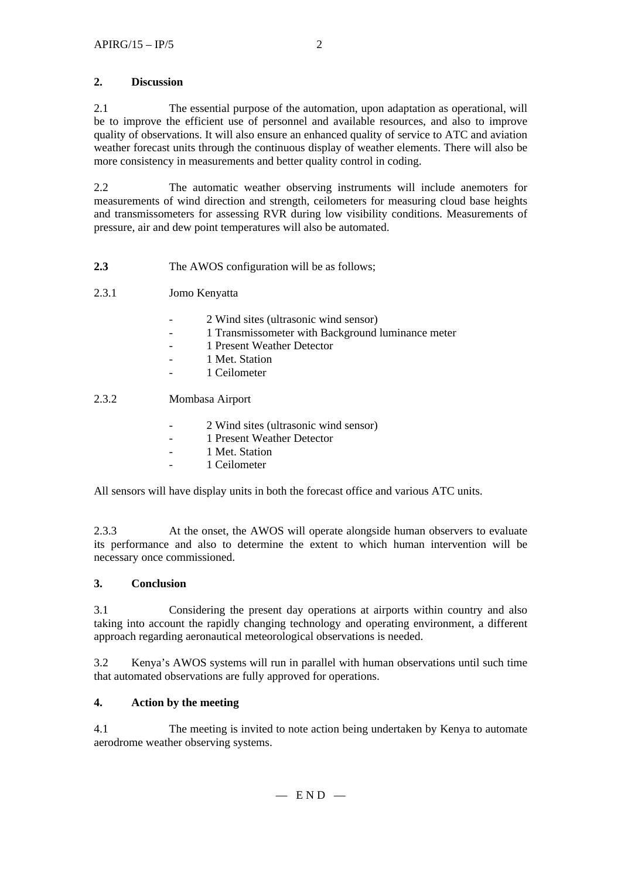## 2. Discussion

2.1 The essential purpose of the automation, upon adaptation as operational, will be to improve the efficient use of personnel and available resources, and also to improve quality of observations. It will also ensure an enhanced quality of service to ATC and aviation weather forecast units through the continuous display of weather elements. There will also be more consistency in measurements and better quality control in coding.

2.2 The automatic weather observing instruments will include anemoters for measurements of wind direction and strength, ceilometers for measuring cloud base heights and transmissometers for assessing RVR during low visibility conditions. Measurements of pressure, air and dew point temperatures will also be automated.

**2.3** The AWOS configuration will be as follows;

2.3.1 Jomo Kenyatta

- 2 Wind sites (ultrasonic wind sensor)
- 1 Transmissometer with Background luminance meter
- 1 Present Weather Detector
- 1 Met. Station
- 1 Ceilometer

2.3.2 Mombasa Airport

- 2 Wind sites (ultrasonic wind sensor)
- 1 Present Weather Detector
- 1 Met. Station
- 1 Ceilometer

All sensors will have display units in both the forecast office and various ATC units.

2.3.3 At the onset, the AWOS will operate alongside human observers to evaluate its performance and also to determine the extent to which human intervention will be necessary once commissioned.

## 3. Conclusion

3.1 Considering the present day operations at airports within country and also taking into account the rapidly changing technology and operating environment, a different approach regarding aeronautical meteorological observations is needed.

3.2 Kenya's AWOS systems will run in parallel with human observations until such time that automated observations are fully approved for operations.

## 4. Action by the meeting

4.1 The meeting is invited to note action being undertaken by Kenya to automate aerodrome weather observing systems.

— E N D —